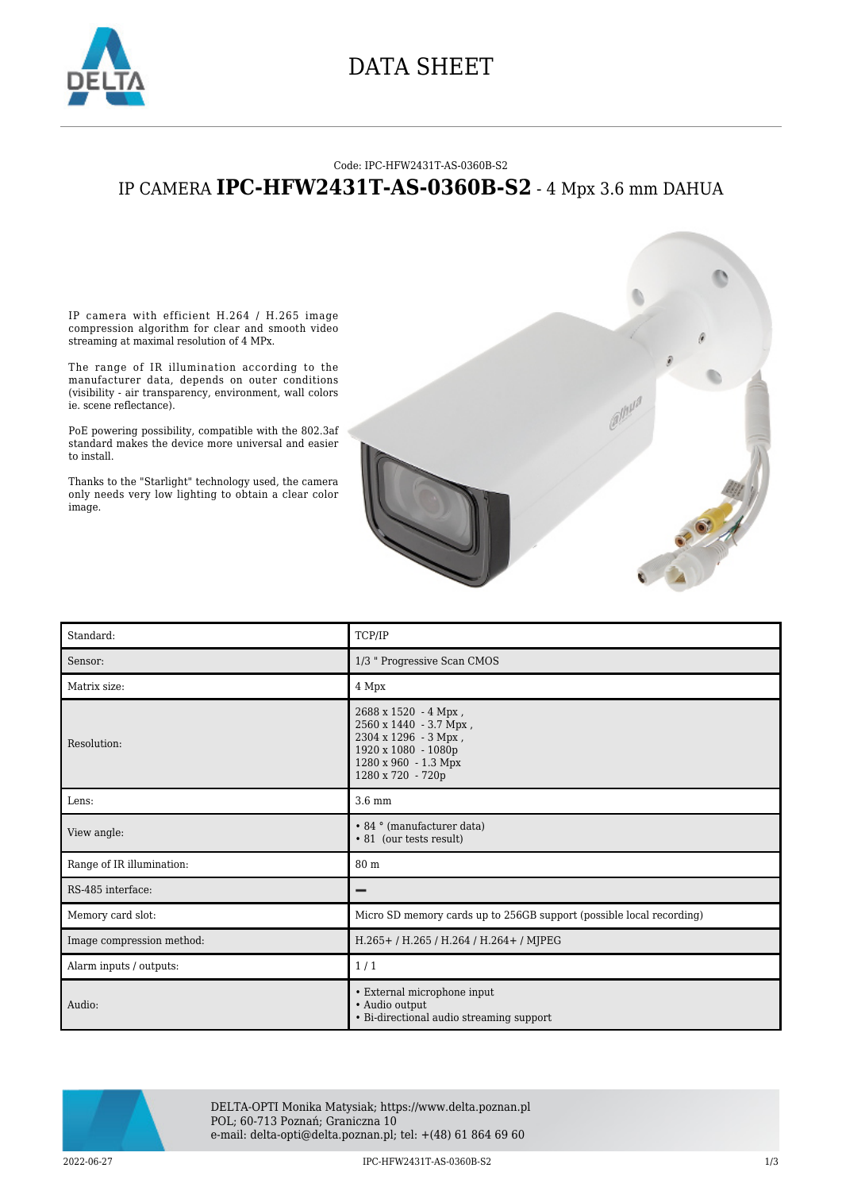# DATA SHEET

Code: IPC-HFW2431T-AS-0360B-S2

## IP CAMERA **IPC-HFW2431T-AS-0360B-S2** - 4 Mpx 3.6 mm DAHUA

IP camera with efficient H.264 / H.265 image compression algorithm for clear and smooth video streaming at maximal resolution of 4 MPx.

The range of IR illumination according to the manufacturer data, depends on outer conditions (visibility - air transparency, environment, wall colors ie. scene reflectance).

PoE powering possibility, compatible with the 802.3af standard makes the device more universal and easier to install.

Thanks to the "Starlight" technology used, the camera only needs very low lighting to obtain a clear color image.

| | |
|---|---|
| Standard: | TCP/IP |
| Sensor: | 1/3 " Progressive Scan CMOS |
| Matrix size: | 4 Mpx |
| Resolution: | 2688 x 1520 - 4 Mpx ,<br>2560 x 1440 - 3.7 Mpx ,<br>2304 x 1296 - 3 Mpx ,<br>1920 x 1080 - 1080p<br>1280 x 960 - 1.3 Mpx<br>1280 x 720 - 720p |
| Lens: | 3.6 mm |
| View angle: | • 84 ° (manufacturer data)<br>• 81 (our tests result) |
| Range of IR illumination: | 80 m |
| RS-485 interface: | − |
| Memory card slot: | Micro SD memory cards up to 256GB support (possible local recording) |
| Image compression method: | H.265+ / H.265 / H.264 / H.264+ / MJPEG |
| Alarm inputs / outputs: | 1 / 1 |
| Audio: | • External microphone input<br>• Audio output<br>• Bi-directional audio streaming support |

DELTA-OPTI Monika Matysiak; https://www.delta.poznan.pl
POL; 60-713 Poznań; Graniczna 10
e-mail: delta-opti@delta.poznan.pl; tel: +(48) 61 864 69 60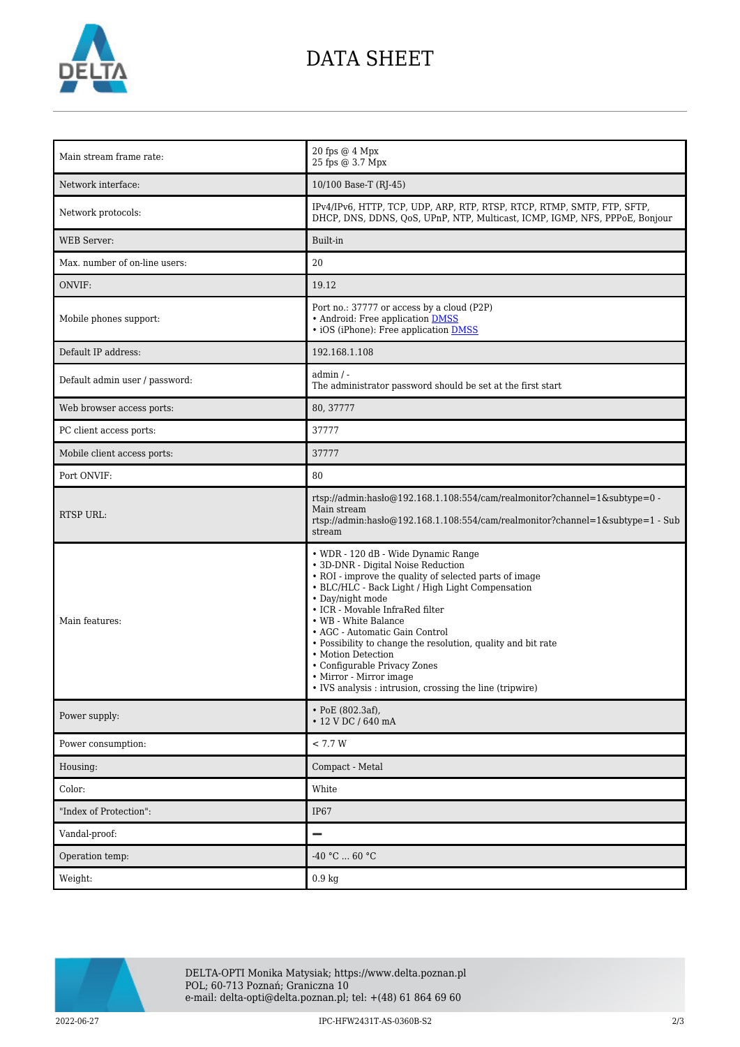# DATA SHEET

| | |
|---|---|
| Main stream frame rate: | 20 fps @ 4 Mpx<br>25 fps @ 3.7 Mpx |
| Network interface: | 10/100 Base-T (RJ-45) |
| Network protocols: | IPv4/IPv6, HTTP, TCP, UDP, ARP, RTP, RTSP, RTCP, RTMP, SMTP, FTP, SFTP, DHCP, DNS, DDNS, QoS, UPnP, NTP, Multicast, ICMP, IGMP, NFS, PPPoE, Bonjour |
| WEB Server: | Built-in |
| Max. number of on-line users: | 20 |
| ONVIF: | 19.12 |
| Mobile phones support: | Port no.: 37777 or access by a cloud (P2P)<br>• Android: Free application DMSS<br>• iOS (iPhone): Free application DMSS |
| Default IP address: | 192.168.1.108 |
| Default admin user / password: | admin / -<br>The administrator password should be set at the first start |
| Web browser access ports: | 80, 37777 |
| PC client access ports: | 37777 |
| Mobile client access ports: | 37777 |
| Port ONVIF: | 80 |
| RTSP URL: | rtsp://admin:hasło@192.168.1.108:554/cam/realmonitor?channel=1&subtype=0 - Main stream<br>rtsp://admin:hasło@192.168.1.108:554/cam/realmonitor?channel=1&subtype=1 - Sub stream |
| Main features: | • WDR - 120 dB - Wide Dynamic Range<br>• 3D-DNR - Digital Noise Reduction<br>• ROI - improve the quality of selected parts of image<br>• BLC/HLC - Back Light / High Light Compensation<br>• Day/night mode<br>• ICR - Movable InfraRed filter<br>• WB - White Balance<br>• AGC - Automatic Gain Control<br>• Possibility to change the resolution, quality and bit rate<br>• Motion Detection<br>• Configurable Privacy Zones<br>• Mirror - Mirror image<br>• IVS analysis : intrusion, crossing the line (tripwire) |
| Power supply: | • PoE (802.3af),<br>• 12 V DC / 640 mA |
| Power consumption: | < 7.7 W |
| Housing: | Compact - Metal |
| Color: | White |
| "Index of Protection": | IP67 |
| Vandal-proof: | – |
| Operation temp: | -40 °C ... 60 °C |
| Weight: | 0.9 kg |

DELTA-OPTI Monika Matysiak; https://www.delta.poznan.pl
POL; 60-713 Poznań; Graniczna 10
e-mail: delta-opti@delta.poznan.pl; tel: +(48) 61 864 69 60

2022-06-27 IPC-HFW2431T-AS-0360B-S2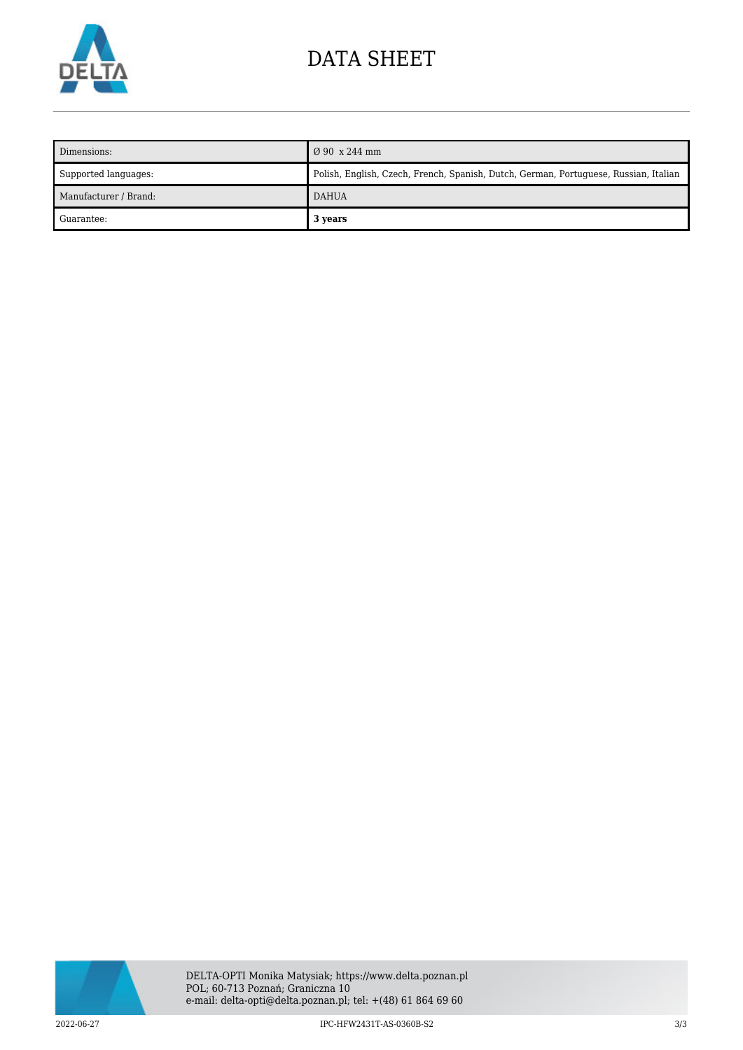| | |
|---|---|
| Dimensions: | Ø 90  x 244 mm |
| Supported languages: | Polish, English, Czech, French, Spanish, Dutch, German, Portuguese, Russian, Italian |
| Manufacturer / Brand: | DAHUA |
| Guarantee: | **3 years** |